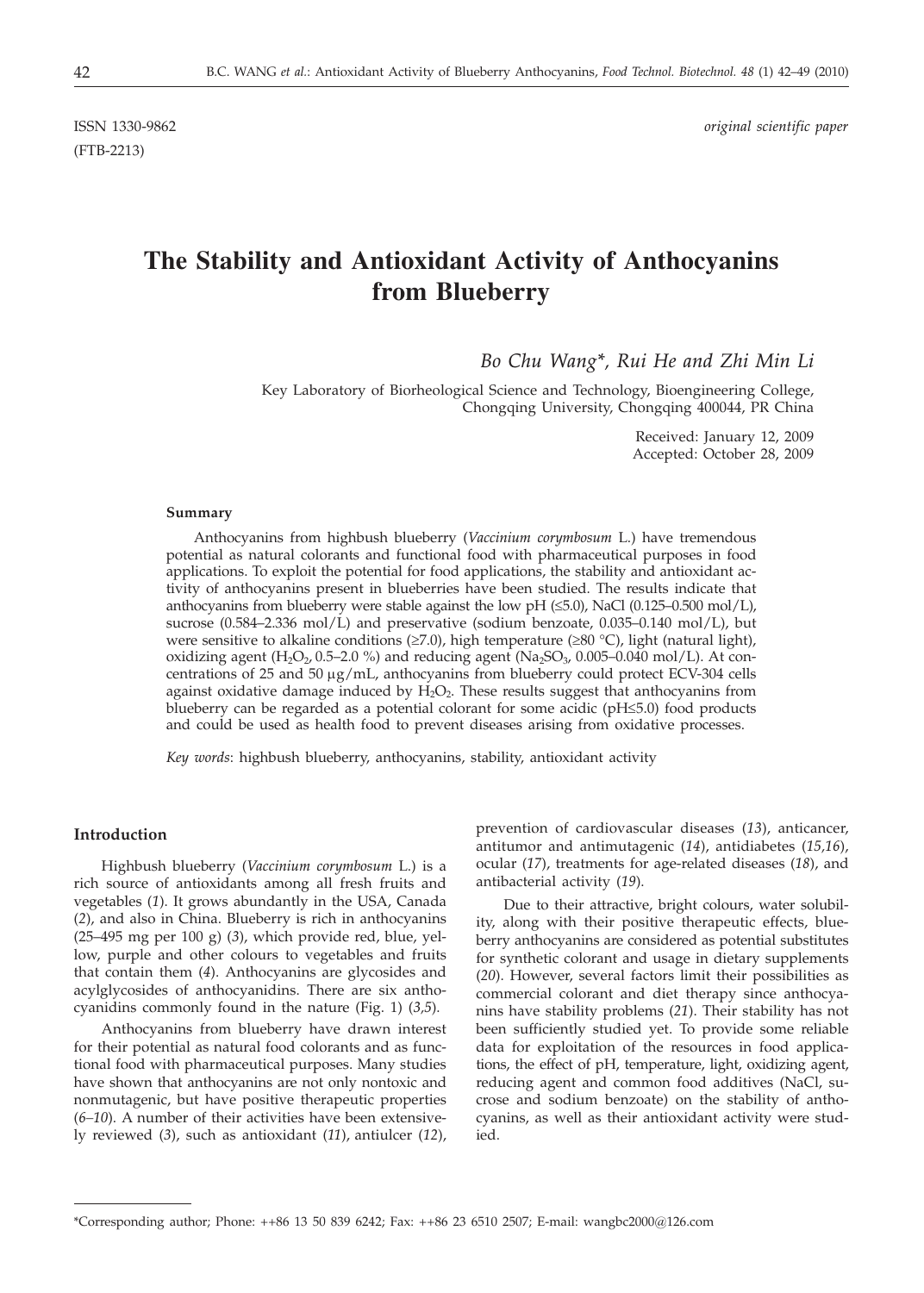ISSN 1330-9862 *original scientific paper*
(FTB-2213)

# The Stability and Antioxidant Activity of Anthocyanins from Blueberry

*Bo Chu Wang\*, Rui He and Zhi Min Li*

Key Laboratory of Biorheological Science and Technology, Bioengineering College, Chongqing University, Chongqing 400044, PR China

Received: January 12, 2009
Accepted: October 28, 2009

#### Summary

Anthocyanins from highbush blueberry (*Vaccinium corymbosum* L.) have tremendous potential as natural colorants and functional food with pharmaceutical purposes in food applications. To exploit the potential for food applications, the stability and antioxidant activity of anthocyanins present in blueberries have been studied. The results indicate that anthocyanins from blueberry were stable against the low pH (≤5.0), NaCl (0.125–0.500 mol/L), sucrose (0.584–2.336 mol/L) and preservative (sodium benzoate, 0.035–0.140 mol/L), but were sensitive to alkaline conditions (≥7.0), high temperature (≥80 °C), light (natural light), oxidizing agent ($H_2O_2$, 0.5–2.0 %) and reducing agent ($Na_2SO_3$, 0.005–0.040 mol/L). At concentrations of 25 and 50 μg/mL, anthocyanins from blueberry could protect ECV-304 cells against oxidative damage induced by $H_2O_2$. These results suggest that anthocyanins from blueberry can be regarded as a potential colorant for some acidic (pH≤5.0) food products and could be used as health food to prevent diseases arising from oxidative processes.

*Key words*: highbush blueberry, anthocyanins, stability, antioxidant activity

#### Introduction

Highbush blueberry (*Vaccinium corymbosum* L.) is a rich source of antioxidants among all fresh fruits and vegetables (*1*). It grows abundantly in the USA, Canada (*2*), and also in China. Blueberry is rich in anthocyanins (25–495 mg per 100 g) (*3*), which provide red, blue, yellow, purple and other colours to vegetables and fruits that contain them (*4*). Anthocyanins are glycosides and acylglycosides of anthocyanidins. There are six anthocyanidins commonly found in the nature (Fig. 1) (*3,5*).

Anthocyanins from blueberry have drawn interest for their potential as natural food colorants and as functional food with pharmaceutical purposes. Many studies have shown that anthocyanins are not only nontoxic and nonmutagenic, but have positive therapeutic properties (*6–10*). A number of their activities have been extensively reviewed (*3*), such as antioxidant (*11*), antiulcer (*12*), prevention of cardiovascular diseases (*13*), anticancer, antitumor and antimutagenic (*14*), antidiabetes (*15,16*), ocular (*17*), treatments for age-related diseases (*18*), and antibacterial activity (*19*).

Due to their attractive, bright colours, water solubility, along with their positive therapeutic effects, blueberry anthocyanins are considered as potential substitutes for synthetic colorant and usage in dietary supplements (*20*). However, several factors limit their possibilities as commercial colorant and diet therapy since anthocyanins have stability problems (*21*). Their stability has not been sufficiently studied yet. To provide some reliable data for exploitation of the resources in food applications, the effect of pH, temperature, light, oxidizing agent, reducing agent and common food additives (NaCl, sucrose and sodium benzoate) on the stability of anthocyanins, as well as their antioxidant activity were studied.

\*Corresponding author; Phone: ++86 13 50 839 6242; Fax: ++86 23 6510 2507; E-mail: wangbc2000@126.com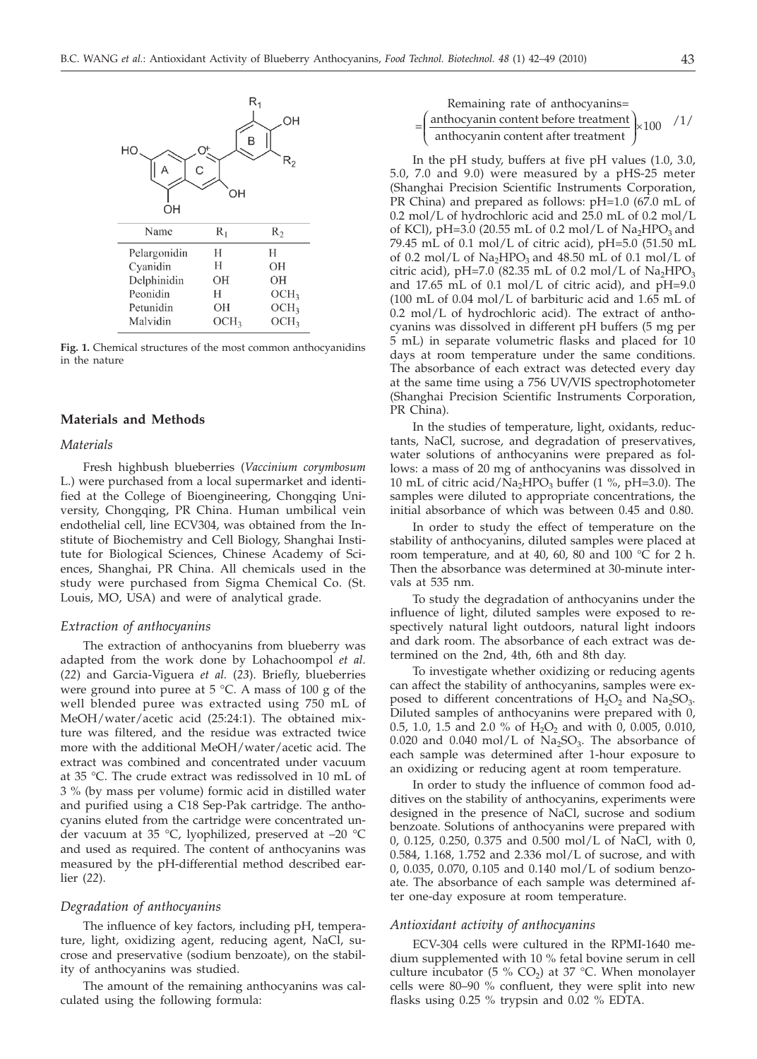| Name | $R_1$ | $R_2$ |
| --- | --- | --- |
| Pelargonidin | H | H |
| Cyanidin | H | OH |
| Delphinidin | OH | OH |
| Peonidin | H | $OCH_3$ |
| Petunidin | OH | $OCH_3$ |
| Malvidin | $OCH_3$ | $OCH_3$ |

**Fig. 1.** Chemical structures of the most common anthocyanidins in the nature

## Materials and Methods

### *Materials*

Fresh highbush blueberries (*Vaccinium corymbosum* L.) were purchased from a local supermarket and identified at the College of Bioengineering, Chongqing University, Chongqing, PR China. Human umbilical vein endothelial cell, line ECV304, was obtained from the Institute of Biochemistry and Cell Biology, Shanghai Institute for Biological Sciences, Chinese Academy of Sciences, Shanghai, PR China. All chemicals used in the study were purchased from Sigma Chemical Co. (St. Louis, MO, USA) and were of analytical grade.

### *Extraction of anthocyanins*

The extraction of anthocyanins from blueberry was adapted from the work done by Lohachoompol *et al.* (*22*) and Garcia-Viguera *et al.* (*23*). Briefly, blueberries were ground into puree at 5 °C. A mass of 100 g of the well blended puree was extracted using 750 mL of MeOH/water/acetic acid (25:24:1). The obtained mixture was filtered, and the residue was extracted twice more with the additional MeOH/water/acetic acid. The extract was combined and concentrated under vacuum at 35 °C. The crude extract was redissolved in 10 mL of 3 % (by mass per volume) formic acid in distilled water and purified using a C18 Sep-Pak cartridge. The anthocyanins eluted from the cartridge were concentrated under vacuum at 35 °C, lyophilized, preserved at –20 °C and used as required. The content of anthocyanins was measured by the pH-differential method described earlier (*22*).

### *Degradation of anthocyanins*

The influence of key factors, including pH, temperature, light, oxidizing agent, reducing agent, NaCl, sucrose and preservative (sodium benzoate), on the stability of anthocyanins was studied.

The amount of the remaining anthocyanins was calculated using the following formula:

$$\text{Remaining rate of anthocyanins} = \left(\frac{\text{anthocyanin content before treatment}}{\text{anthocyanin content after treatment}}\right)\times 100 \quad /1/$$

In the pH study, buffers at five pH values (1.0, 3.0, 5.0, 7.0 and 9.0) were measured by a pHS-25 meter (Shanghai Precision Scientific Instruments Corporation, PR China) and prepared as follows: pH=1.0 (67.0 mL of 0.2 mol/L of hydrochloric acid and 25.0 mL of 0.2 mol/L of KCl), pH=3.0 (20.55 mL of 0.2 mol/L of $Na_2HPO_3$ and 79.45 mL of 0.1 mol/L of citric acid), pH=5.0 (51.50 mL of 0.2 mol/L of $Na_2HPO_3$ and 48.50 mL of 0.1 mol/L of citric acid), pH=7.0 (82.35 mL of 0.2 mol/L of $Na_2HPO_3$ and 17.65 mL of 0.1 mol/L of citric acid), and pH=9.0 (100 mL of 0.04 mol/L of barbituric acid and 1.65 mL of 0.2 mol/L of hydrochloric acid). The extract of anthocyanins was dissolved in different pH buffers (5 mg per 5 mL) in separate volumetric flasks and placed for 10 days at room temperature under the same conditions. The absorbance of each extract was detected every day at the same time using a 756 UV/VIS spectrophotometer (Shanghai Precision Scientific Instruments Corporation, PR China).

In the studies of temperature, light, oxidants, reductants, NaCl, sucrose, and degradation of preservatives, water solutions of anthocyanins were prepared as follows: a mass of 20 mg of anthocyanins was dissolved in 10 mL of citric acid/$Na_2HPO_3$ buffer (1 %, pH=3.0). The samples were diluted to appropriate concentrations, the initial absorbance of which was between 0.45 and 0.80.

In order to study the effect of temperature on the stability of anthocyanins, diluted samples were placed at room temperature, and at 40, 60, 80 and 100 °C for 2 h. Then the absorbance was determined at 30-minute intervals at 535 nm.

To study the degradation of anthocyanins under the influence of light, diluted samples were exposed to respectively natural light outdoors, natural light indoors and dark room. The absorbance of each extract was determined on the 2nd, 4th, 6th and 8th day.

To investigate whether oxidizing or reducing agents can affect the stability of anthocyanins, samples were exposed to different concentrations of $H_2O_2$ and $Na_2SO_3$. Diluted samples of anthocyanins were prepared with 0, 0.5, 1.0, 1.5 and 2.0 % of $H_2O_2$ and with 0, 0.005, 0.010, 0.020 and 0.040 mol/L of $Na_2SO_3$. The absorbance of each sample was determined after 1-hour exposure to an oxidizing or reducing agent at room temperature.

In order to study the influence of common food additives on the stability of anthocyanins, experiments were designed in the presence of NaCl, sucrose and sodium benzoate. Solutions of anthocyanins were prepared with 0, 0.125, 0.250, 0.375 and 0.500 mol/L of NaCl, with 0, 0.584, 1.168, 1.752 and 2.336 mol/L of sucrose, and with 0, 0.035, 0.070, 0.105 and 0.140 mol/L of sodium benzoate. The absorbance of each sample was determined after one-day exposure at room temperature.

### *Antioxidant activity of anthocyanins*

ECV-304 cells were cultured in the RPMI-1640 medium supplemented with 10 % fetal bovine serum in cell culture incubator (5 % $CO_2$) at 37 °C. When monolayer cells were 80–90 % confluent, they were split into new flasks using 0.25 % trypsin and 0.02 % EDTA.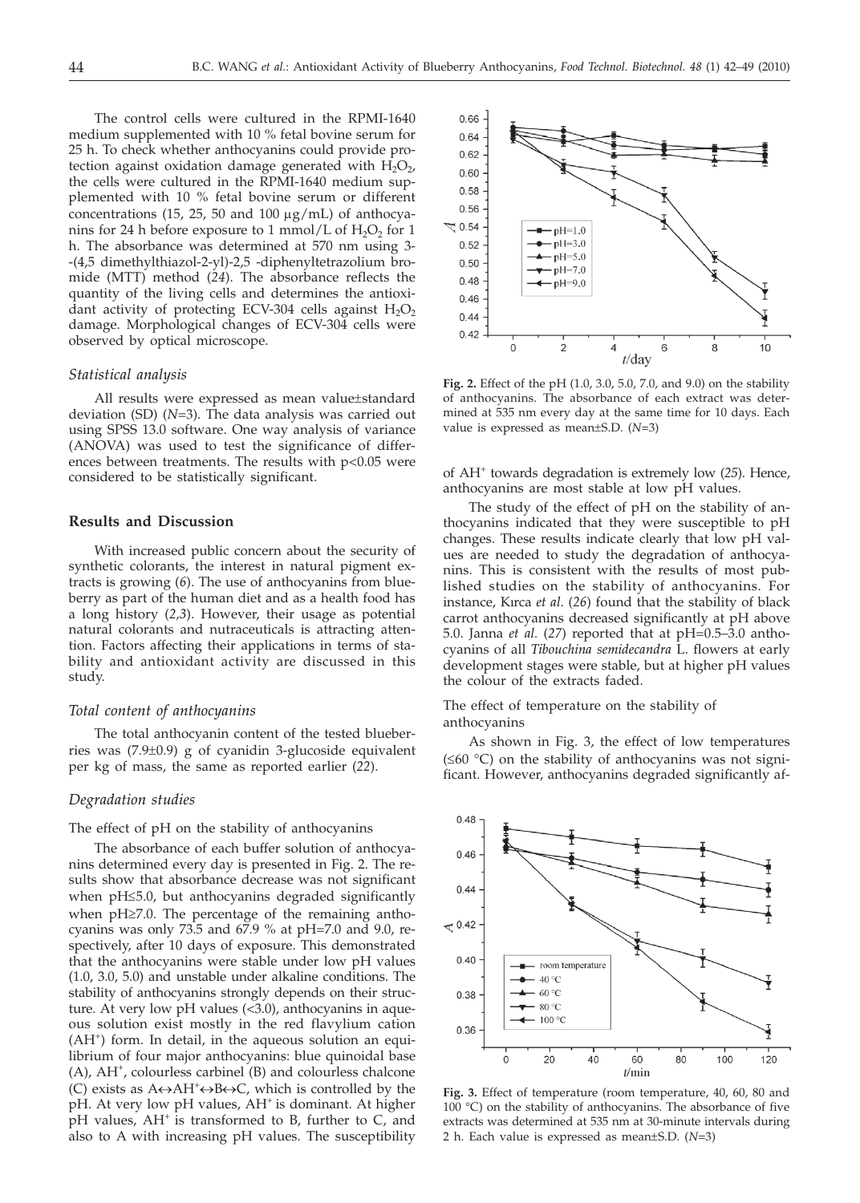The control cells were cultured in the RPMI-1640 medium supplemented with 10 % fetal bovine serum for 25 h. To check whether anthocyanins could provide protection against oxidation damage generated with $H_2O_2$, the cells were cultured in the RPMI-1640 medium supplemented with 10 % fetal bovine serum or different concentrations (15, 25, 50 and 100 μg/mL) of anthocyanins for 24 h before exposure to 1 mmol/L of $H_2O_2$ for 1 h. The absorbance was determined at 570 nm using 3-(4,5 dimethylthiazol-2-yl)-2,5 -diphenyltetrazolium bromide (MTT) method (*24*). The absorbance reflects the quantity of the living cells and determines the antioxidant activity of protecting ECV-304 cells against $H_2O_2$ damage. Morphological changes of ECV-304 cells were observed by optical microscope.

### *Statistical analysis*

All results were expressed as mean value±standard deviation (SD) ($N$=3). The data analysis was carried out using SPSS 13.0 software. One way analysis of variance (ANOVA) was used to test the significance of differences between treatments. The results with $p<0.05$ were considered to be statistically significant.

## Results and Discussion

With increased public concern about the security of synthetic colorants, the interest in natural pigment extracts is growing (*6*). The use of anthocyanins from blueberry as part of the human diet and as a health food has a long history (*2,3*). However, their usage as potential natural colorants and nutraceuticals is attracting attention. Factors affecting their applications in terms of stability and antioxidant activity are discussed in this study.

### *Total content of anthocyanins*

The total anthocyanin content of the tested blueberries was (7.9±0.9) g of cyanidin 3-glucoside equivalent per kg of mass, the same as reported earlier (*22*).

### *Degradation studies*

#### The effect of pH on the stability of anthocyanins

The absorbance of each buffer solution of anthocyanins determined every day is presented in Fig. 2. The results show that absorbance decrease was not significant when pH≤5.0, but anthocyanins degraded significantly when pH≥7.0. The percentage of the remaining anthocyanins was only 73.5 and 67.9 % at pH=7.0 and 9.0, respectively, after 10 days of exposure. This demonstrated that the anthocyanins were stable under low pH values (1.0, 3.0, 5.0) and unstable under alkaline conditions. The stability of anthocyanins strongly depends on their structure. At very low pH values (<3.0), anthocyanins in aqueous solution exist mostly in the red flavylium cation ($AH^+$) form. In detail, in the aqueous solution an equilibrium of four major anthocyanins: blue quinoidal base (A), $AH^+$, colourless carbinel (B) and colourless chalcone (C) exists as $A\leftrightarrow AH^+\leftrightarrow B\leftrightarrow C$, which is controlled by the pH. At very low pH values, $AH^+$ is dominant. At higher pH values, $AH^+$ is transformed to B, further to C, and also to A with increasing pH values. The susceptibility of $AH^+$ towards degradation is extremely low (*25*). Hence, anthocyanins are most stable at low pH values.

0.66
0.64
0.62
0.60
0.58
0.56
0.54
0.52
0.50
0.48
0.46
0.44
0.42
*A*
0 2 4 6 8 10
*t*/day
pH=1.0
pH=3.0
pH=5.0
pH=7.0
pH=9.0

**Fig. 2.** Effect of the pH (1.0, 3.0, 5.0, 7.0, and 9.0) on the stability of anthocyanins. The absorbance of each extract was determined at 535 nm every day at the same time for 10 days. Each value is expressed as mean±S.D. ($N$=3)

The study of the effect of pH on the stability of anthocyanins indicated that they were susceptible to pH changes. These results indicate clearly that low pH values are needed to study the degradation of anthocyanins. This is consistent with the results of most published studies on the stability of anthocyanins. For instance, Kırca *et al.* (*26*) found that the stability of black carrot anthocyanins decreased significantly at pH above 5.0. Janna *et al.* (*27*) reported that at pH=0.5–3.0 anthocyanins of all *Tibouchina semidecandra* L. flowers at early development stages were stable, but at higher pH values the colour of the extracts faded.

#### The effect of temperature on the stability of anthocyanins

As shown in Fig. 3, the effect of low temperatures (≤60 °C) on the stability of anthocyanins was not significant. However, anthocyanins degraded significantly af-

0.48
0.46
0.44
0.42
0.40
0.38
0.36
*A*
0 20 40 60 80 100 120
*t*/min
room temperature
40 °C
60 °C
80 °C
100 °C

**Fig. 3.** Effect of temperature (room temperature, 40, 60, 80 and 100 °C) on the stability of anthocyanins. The absorbance of five extracts was determined at 535 nm at 30-minute intervals during 2 h. Each value is expressed as mean±S.D. ($N$=3)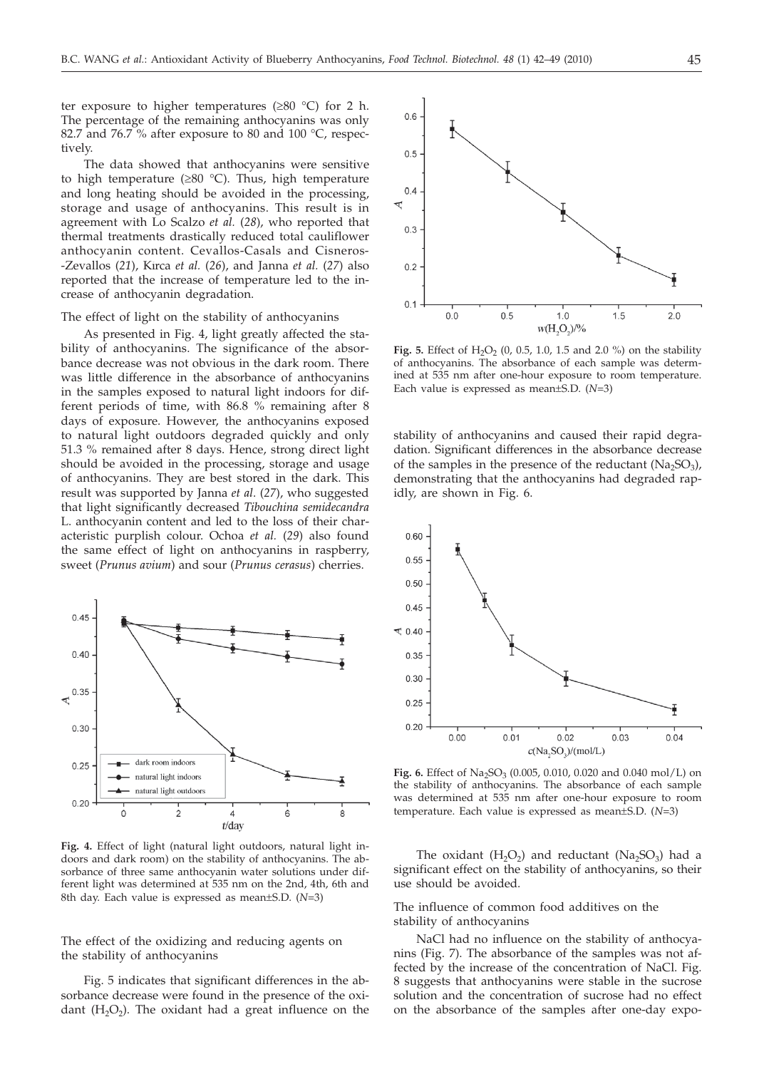ter exposure to higher temperatures (≥80 °C) for 2 h. The percentage of the remaining anthocyanins was only 82.7 and 76.7 % after exposure to 80 and 100 °C, respectively.

The data showed that anthocyanins were sensitive to high temperature (≥80 °C). Thus, high temperature and long heating should be avoided in the processing, storage and usage of anthocyanins. This result is in agreement with Lo Scalzo *et al.* (*28*), who reported that thermal treatments drastically reduced total cauliflower anthocyanin content. Cevallos-Casals and Cisneros-Zevallos (*21*), Kırca *et al.* (*26*), and Janna *et al.* (*27*) also reported that the increase of temperature led to the increase of anthocyanin degradation.

### The effect of light on the stability of anthocyanins

As presented in Fig. 4, light greatly affected the stability of anthocyanins. The significance of the absorbance decrease was not obvious in the dark room. There was little difference in the absorbance of anthocyanins in the samples exposed to natural light indoors for different periods of time, with 86.8 % remaining after 8 days of exposure. However, the anthocyanins exposed to natural light outdoors degraded quickly and only 51.3 % remained after 8 days. Hence, strong direct light should be avoided in the processing, storage and usage of anthocyanins. They are best stored in the dark. This result was supported by Janna *et al.* (*27*), who suggested that light significantly decreased *Tibouchina semidecandra* L. anthocyanin content and led to the loss of their characteristic purplish colour. Ochoa *et al.* (*29*) also found the same effect of light on anthocyanins in raspberry, sweet (*Prunus avium*) and sour (*Prunus cerasus*) cherries.

A
0.45
0.40
0.35
0.30
0.25
0.20
0 2 4 6 8
t/day
dark room indoors
natural light indoors
natural light outdoors

**Fig. 4.** Effect of light (natural light outdoors, natural light indoors and dark room) on the stability of anthocyanins. The absorbance of three same anthocyanin water solutions under different light was determined at 535 nm on the 2nd, 4th, 6th and 8th day. Each value is expressed as mean±S.D. (*N*=3)

### The effect of the oxidizing and reducing agents on the stability of anthocyanins

Fig. 5 indicates that significant differences in the absorbance decrease were found in the presence of the oxidant ($H_2O_2$). The oxidant had a great influence on the stability of anthocyanins and caused their rapid degradation. Significant differences in the absorbance decrease of the samples in the presence of the reductant ($Na_2SO_3$), demonstrating that the anthocyanins had degraded rapidly, are shown in Fig. 6.

A
0.6
0.5
0.4
0.3
0.2
0.1
0.0 0.5 1.0 1.5 2.0
$w(H_2O_2)$/%

**Fig. 5.** Effect of $H_2O_2$ (0, 0.5, 1.0, 1.5 and 2.0 %) on the stability of anthocyanins. The absorbance of each sample was determined at 535 nm after one-hour exposure to room temperature. Each value is expressed as mean±S.D. (*N*=3)

A
0.60
0.55
0.50
0.45
0.40
0.35
0.30
0.25
0.20
0.00 0.01 0.02 0.03 0.04
$c(Na_2SO_3)$/(mol/L)

**Fig. 6.** Effect of $Na_2SO_3$ (0.005, 0.010, 0.020 and 0.040 mol/L) on the stability of anthocyanins. The absorbance of each sample was determined at 535 nm after one-hour exposure to room temperature. Each value is expressed as mean±S.D. (*N*=3)

The oxidant ($H_2O_2$) and reductant ($Na_2SO_3$) had a significant effect on the stability of anthocyanins, so their use should be avoided.

### The influence of common food additives on the stability of anthocyanins

NaCl had no influence on the stability of anthocyanins (Fig. 7). The absorbance of the samples was not affected by the increase of the concentration of NaCl. Fig. 8 suggests that anthocyanins were stable in the sucrose solution and the concentration of sucrose had no effect on the absorbance of the samples after one-day expo-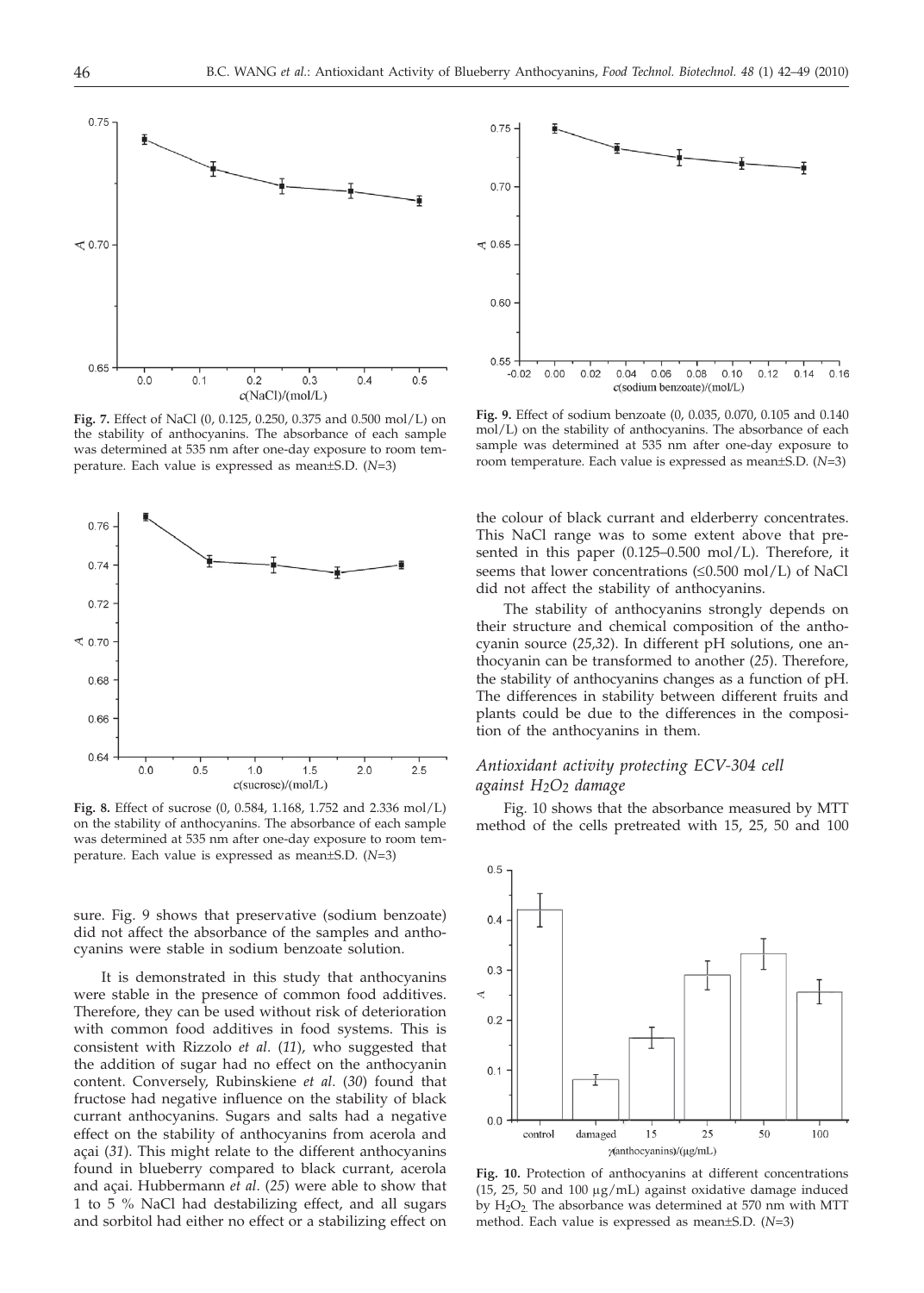0.75

0.70

A

0.65

0.0 0.1 0.2 0.3 0.4 0.5

c(NaCl)/(mol/L)

**Fig. 7.** Effect of NaCl (0, 0.125, 0.250, 0.375 and 0.500 mol/L) on the stability of anthocyanins. The absorbance of each sample was determined at 535 nm after one-day exposure to room temperature. Each value is expressed as mean±S.D. (*N*=3)

0.76

0.74

0.72

A 0.70

0.68

0.66

0.64

0.0 0.5 1.0 1.5 2.0 2.5

c(sucrose)/(mol/L)

**Fig. 8.** Effect of sucrose (0, 0.584, 1.168, 1.752 and 2.336 mol/L) on the stability of anthocyanins. The absorbance of each sample was determined at 535 nm after one-day exposure to room temperature. Each value is expressed as mean±S.D. (*N*=3)

sure. Fig. 9 shows that preservative (sodium benzoate) did not affect the absorbance of the samples and anthocyanins were stable in sodium benzoate solution.

It is demonstrated in this study that anthocyanins were stable in the presence of common food additives. Therefore, they can be used without risk of deterioration with common food additives in food systems. This is consistent with Rizzolo *et al.* (*11*), who suggested that the addition of sugar had no effect on the anthocyanin content. Conversely, Rubinskiene *et al.* (*30*) found that fructose had negative influence on the stability of black currant anthocyanins. Sugars and salts had a negative effect on the stability of anthocyanins from acerola and açai (*31*). This might relate to the different anthocyanins found in blueberry compared to black currant, acerola and açai. Hubbermann *et al.* (*25*) were able to show that 1 to 5 % NaCl had destabilizing effect, and all sugars and sorbitol had either no effect or a stabilizing effect on

0.75

0.70

A 0.65

0.60

0.55

-0.02 0.00 0.02 0.04 0.06 0.08 0.10 0.12 0.14 0.16

c(sodium benzoate)/(mol/L)

**Fig. 9.** Effect of sodium benzoate (0, 0.035, 0.070, 0.105 and 0.140 mol/L) on the stability of anthocyanins. The absorbance of each sample was determined at 535 nm after one-day exposure to room temperature. Each value is expressed as mean±S.D. (*N*=3)

the colour of black currant and elderberry concentrates. This NaCl range was to some extent above that presented in this paper (0.125–0.500 mol/L). Therefore, it seems that lower concentrations (≤0.500 mol/L) of NaCl did not affect the stability of anthocyanins.

The stability of anthocyanins strongly depends on their structure and chemical composition of the anthocyanin source (*25*,*32*). In different pH solutions, one anthocyanin can be transformed to another (*25*). Therefore, the stability of anthocyanins changes as a function of pH. The differences in stability between different fruits and plants could be due to the differences in the composition of the anthocyanins in them.

### *Antioxidant activity protecting ECV-304 cell against $H_2O_2$ damage*

Fig. 10 shows that the absorbance measured by MTT method of the cells pretreated with 15, 25, 50 and 100

0.5

0.4

0.3

A

0.2

0.1

0.0

control damaged 15 25 50 100

γ(anthocyanins)/(μg/mL)

**Fig. 10.** Protection of anthocyanins at different concentrations (15, 25, 50 and 100 μg/mL) against oxidative damage induced by $H_2O_2$. The absorbance was determined at 570 nm with MTT method. Each value is expressed as mean±S.D. (*N*=3)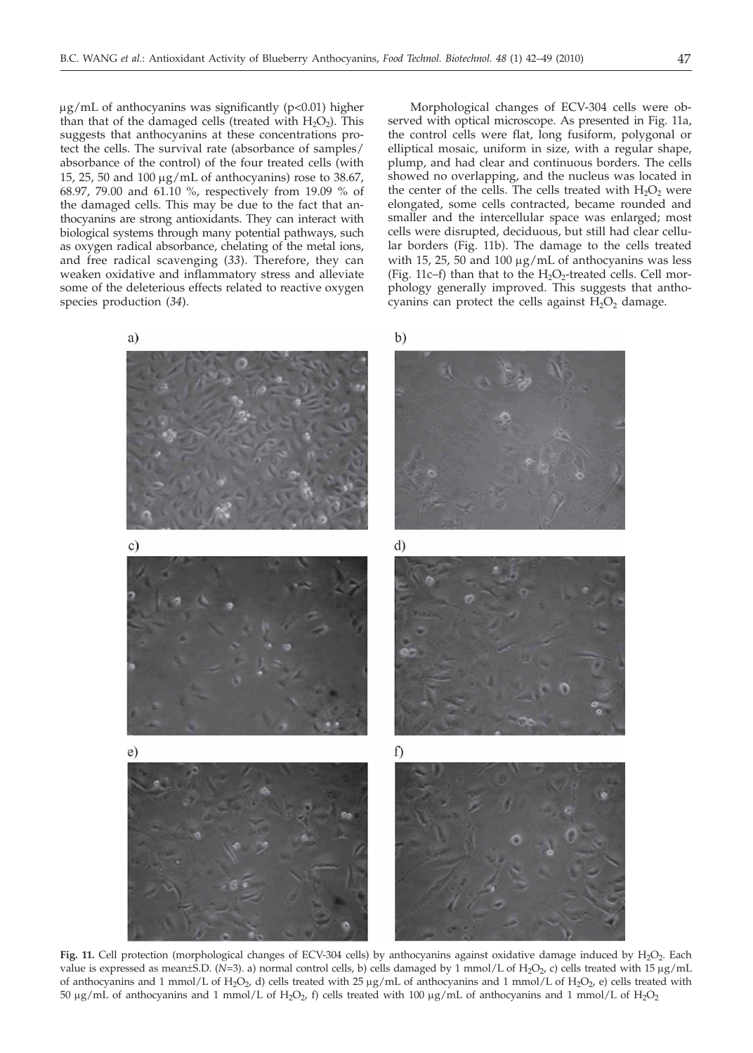μg/mL of anthocyanins was significantly ($p<0.01$) higher than that of the damaged cells (treated with $H_2O_2$). This suggests that anthocyanins at these concentrations protect the cells. The survival rate (absorbance of samples/absorbance of the control) of the four treated cells (with 15, 25, 50 and 100 μg/mL of anthocyanins) rose to 38.67, 68.97, 79.00 and 61.10 %, respectively from 19.09 % of the damaged cells. This may be due to the fact that anthocyanins are strong antioxidants. They can interact with biological systems through many potential pathways, such as oxygen radical absorbance, chelating of the metal ions, and free radical scavenging (*33*). Therefore, they can weaken oxidative and inflammatory stress and alleviate some of the deleterious effects related to reactive oxygen species production (*34*).

Morphological changes of ECV-304 cells were observed with optical microscope. As presented in Fig. 11a, the control cells were flat, long fusiform, polygonal or elliptical mosaic, uniform in size, with a regular shape, plump, and had clear and continuous borders. The cells showed no overlapping, and the nucleus was located in the center of the cells. The cells treated with $H_2O_2$ were elongated, some cells contracted, became rounded and smaller and the intercellular space was enlarged; most cells were disrupted, deciduous, but still had clear cellular borders (Fig. 11b). The damage to the cells treated with 15, 25, 50 and 100 μg/mL of anthocyanins was less (Fig. 11c–f) than that to the $H_2O_2$-treated cells. Cell morphology generally improved. This suggests that anthocyanins can protect the cells against $H_2O_2$ damage.

a)

b)

c)

d)

e)

f)

**Fig. 11.** Cell protection (morphological changes of ECV-304 cells) by anthocyanins against oxidative damage induced by $H_2O_2$. Each value is expressed as mean±S.D. ($N$=3). a) normal control cells, b) cells damaged by 1 mmol/L of $H_2O_2$, c) cells treated with 15 μg/mL of anthocyanins and 1 mmol/L of $H_2O_2$, d) cells treated with 25 μg/mL of anthocyanins and 1 mmol/L of $H_2O_2$, e) cells treated with 50 μg/mL of anthocyanins and 1 mmol/L of $H_2O_2$, f) cells treated with 100 μg/mL of anthocyanins and 1 mmol/L of $H_2O_2$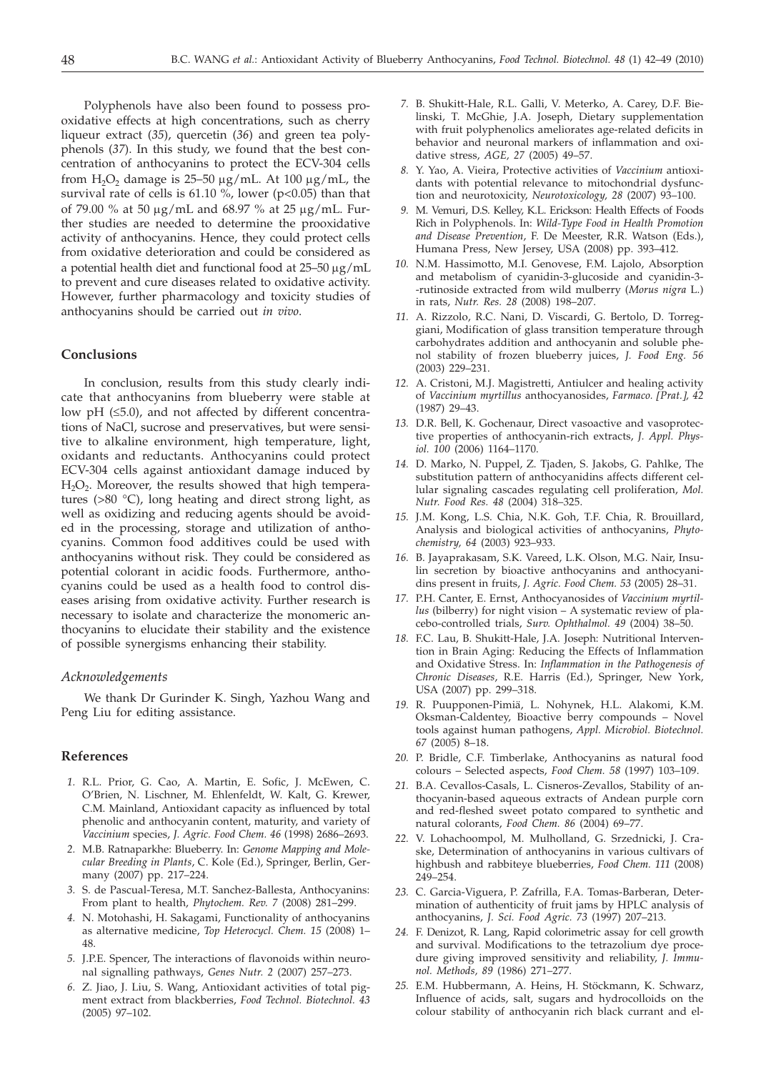Polyphenols have also been found to possess prooxidative effects at high concentrations, such as cherry liqueur extract (*35*), quercetin (*36*) and green tea polyphenols (*37*). In this study, we found that the best concentration of anthocyanins to protect the ECV-304 cells from $H_2O_2$ damage is 25–50 μg/mL. At 100 μg/mL, the survival rate of cells is 61.10 %, lower ($p<0.05$) than that of 79.00 % at 50 μg/mL and 68.97 % at 25 μg/mL. Further studies are needed to determine the prooxidative activity of anthocyanins. Hence, they could protect cells from oxidative deterioration and could be considered as a potential health diet and functional food at 25–50 μg/mL to prevent and cure diseases related to oxidative activity. However, further pharmacology and toxicity studies of anthocyanins should be carried out *in vivo*.

## Conclusions

In conclusion, results from this study clearly indicate that anthocyanins from blueberry were stable at low pH (≤5.0), and not affected by different concentrations of NaCl, sucrose and preservatives, but were sensitive to alkaline environment, high temperature, light, oxidants and reductants. Anthocyanins could protect ECV-304 cells against antioxidant damage induced by $H_2O_2$. Moreover, the results showed that high temperatures (>80 °C), long heating and direct strong light, as well as oxidizing and reducing agents should be avoided in the processing, storage and utilization of anthocyanins. Common food additives could be used with anthocyanins without risk. They could be considered as potential colorant in acidic foods. Furthermore, anthocyanins could be used as a health food to control diseases arising from oxidative activity. Further research is necessary to isolate and characterize the monomeric anthocyanins to elucidate their stability and the existence of possible synergisms enhancing their stability.

### *Acknowledgements*

We thank Dr Gurinder K. Singh, Yazhou Wang and Peng Liu for editing assistance.

## References

1. R.L. Prior, G. Cao, A. Martin, E. Sofic, J. McEwen, C. O'Brien, N. Lischner, M. Ehlenfeldt, W. Kalt, G. Krewer, C.M. Mainland, Antioxidant capacity as influenced by total phenolic and anthocyanin content, maturity, and variety of *Vaccinium* species, *J. Agric. Food Chem. 46* (1998) 2686–2693.
2. M.B. Ratnaparkhe: Blueberry. In: *Genome Mapping and Molecular Breeding in Plants*, C. Kole (Ed.), Springer, Berlin, Germany (2007) pp. 217–224.
3. S. de Pascual-Teresa, M.T. Sanchez-Ballesta, Anthocyanins: From plant to health, *Phytochem. Rev. 7* (2008) 281–299.
4. N. Motohashi, H. Sakagami, Functionality of anthocyanins as alternative medicine, *Top Heterocycl. Chem. 15* (2008) 1–48.
5. J.P.E. Spencer, The interactions of flavonoids within neuronal signalling pathways, *Genes Nutr. 2* (2007) 257–273.
6. Z. Jiao, J. Liu, S. Wang, Antioxidant activities of total pigment extract from blackberries, *Food Technol. Biotechnol. 43* (2005) 97–102.
7. B. Shukitt-Hale, R.L. Galli, V. Meterko, A. Carey, D.F. Bielinski, T. McGhie, J.A. Joseph, Dietary supplementation with fruit polyphenolics ameliorates age-related deficits in behavior and neuronal markers of inflammation and oxidative stress, *AGE, 27* (2005) 49–57.
8. Y. Yao, A. Vieira, Protective activities of *Vaccinium* antioxidants with potential relevance to mitochondrial dysfunction and neurotoxicity, *Neurotoxicology, 28* (2007) 93–100.
9. M. Vemuri, D.S. Kelley, K.L. Erickson: Health Effects of Foods Rich in Polyphenols. In: *Wild-Type Food in Health Promotion and Disease Prevention*, F. De Meester, R.R. Watson (Eds.), Humana Press, New Jersey, USA (2008) pp. 393–412.
10. N.M. Hassimotto, M.I. Genovese, F.M. Lajolo, Absorption and metabolism of cyanidin-3-glucoside and cyanidin-3-rutinoside extracted from wild mulberry (*Morus nigra* L.) in rats, *Nutr. Res. 28* (2008) 198–207.
11. A. Rizzolo, R.C. Nani, D. Viscardi, G. Bertolo, D. Torreggiani, Modification of glass transition temperature through carbohydrates addition and anthocyanin and soluble phenol stability of frozen blueberry juices, *J. Food Eng. 56* (2003) 229–231.
12. A. Cristoni, M.J. Magistretti, Antiulcer and healing activity of *Vaccinium myrtillus* anthocyanosides, *Farmaco. [Prat.], 42* (1987) 29–43.
13. D.R. Bell, K. Gochenaur, Direct vasoactive and vasoprotective properties of anthocyanin-rich extracts, *J. Appl. Physiol. 100* (2006) 1164–1170.
14. D. Marko, N. Puppel, Z. Tjaden, S. Jakobs, G. Pahlke, The substitution pattern of anthocyanidins affects different cellular signaling cascades regulating cell proliferation, *Mol. Nutr. Food Res. 48* (2004) 318–325.
15. J.M. Kong, L.S. Chia, N.K. Goh, T.F. Chia, R. Brouillard, Analysis and biological activities of anthocyanins, *Phytochemistry, 64* (2003) 923–933.
16. B. Jayaprakasam, S.K. Vareed, L.K. Olson, M.G. Nair, Insulin secretion by bioactive anthocyanins and anthocyanidins present in fruits, *J. Agric. Food Chem. 53* (2005) 28–31.
17. P.H. Canter, E. Ernst, Anthocyanosides of *Vaccinium myrtillus* (bilberry) for night vision – A systematic review of placebo-controlled trials, *Surv. Ophthalmol. 49* (2004) 38–50.
18. F.C. Lau, B. Shukitt-Hale, J.A. Joseph: Nutritional Intervention in Brain Aging: Reducing the Effects of Inflammation and Oxidative Stress. In: *Inflammation in the Pathogenesis of Chronic Diseases*, R.E. Harris (Ed.), Springer, New York, USA (2007) pp. 299–318.
19. R. Puupponen-Pimiä, L. Nohynek, H.L. Alakomi, K.M. Oksman-Caldentey, Bioactive berry compounds – Novel tools against human pathogens, *Appl. Microbiol. Biotechnol. 67* (2005) 8–18.
20. P. Bridle, C.F. Timberlake, Anthocyanins as natural food colours – Selected aspects, *Food Chem. 58* (1997) 103–109.
21. B.A. Cevallos-Casals, L. Cisneros-Zevallos, Stability of anthocyanin-based aqueous extracts of Andean purple corn and red-fleshed sweet potato compared to synthetic and natural colorants, *Food Chem. 86* (2004) 69–77.
22. V. Lohachoompol, M. Mulholland, G. Srzednicki, J. Craske, Determination of anthocyanins in various cultivars of highbush and rabbiteye blueberries, *Food Chem. 111* (2008) 249–254.
23. C. Garcia-Viguera, P. Zafrilla, F.A. Tomas-Barberan, Determination of authenticity of fruit jams by HPLC analysis of anthocyanins, *J. Sci. Food Agric. 73* (1997) 207–213.
24. F. Denizot, R. Lang, Rapid colorimetric assay for cell growth and survival. Modifications to the tetrazolium dye procedure giving improved sensitivity and reliability, *J. Immunol. Methods, 89* (1986) 271–277.
25. E.M. Hubbermann, A. Heins, H. Stöckmann, K. Schwarz, Influence of acids, salt, sugars and hydrocolloids on the colour stability of anthocyanin rich black currant and el-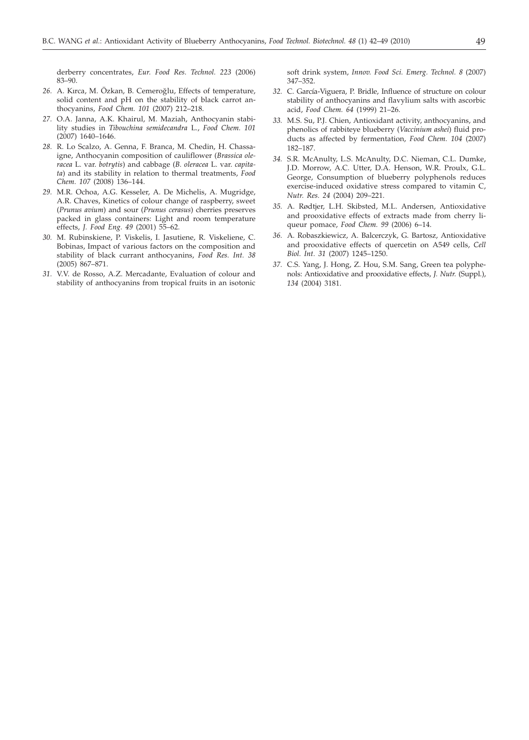derberry concentrates, *Eur. Food Res. Technol. 223* (2006) 83–90.

26. A. Kırca, M. Özkan, B. Cemeroğlu, Effects of temperature, solid content and pH on the stability of black carrot anthocyanins, *Food Chem. 101* (2007) 212–218.

27. O.A. Janna, A.K. Khairul, M. Maziah, Anthocyanin stability studies in *Tibouchina semidecandra* L., *Food Chem. 101* (2007) 1640–1646.

28. R. Lo Scalzo, A. Genna, F. Branca, M. Chedin, H. Chassaigne, Anthocyanin composition of cauliflower (*Brassica oleracea* L. var. *botrytis*) and cabbage (*B. oleracea* L. var. *capitata*) and its stability in relation to thermal treatments, *Food Chem. 107* (2008) 136–144.

29. M.R. Ochoa, A.G. Kesseler, A. De Michelis, A. Mugridge, A.R. Chaves, Kinetics of colour change of raspberry, sweet (*Prunus avium*) and sour (*Prunus cerasus*) cherries preserves packed in glass containers: Light and room temperature effects, *J. Food Eng. 49* (2001) 55–62.

30. M. Rubinskiene, P. Viskelis, I. Jasutiene, R. Viskeliene, C. Bobinas, Impact of various factors on the composition and stability of black currant anthocyanins, *Food Res. Int. 38* (2005) 867–871.

31. V.V. de Rosso, A.Z. Mercadante, Evaluation of colour and stability of anthocyanins from tropical fruits in an isotonic soft drink system, *Innov. Food Sci. Emerg. Technol. 8* (2007) 347–352.

32. C. García-Viguera, P. Bridle, Influence of structure on colour stability of anthocyanins and flavylium salts with ascorbic acid, *Food Chem. 64* (1999) 21–26.

33. M.S. Su, P.J. Chien, Antioxidant activity, anthocyanins, and phenolics of rabbiteye blueberry (*Vaccinium ashei*) fluid products as affected by fermentation, *Food Chem. 104* (2007) 182–187.

34. S.R. McAnulty, L.S. McAnulty, D.C. Nieman, C.L. Dumke, J.D. Morrow, A.C. Utter, D.A. Henson, W.R. Proulx, G.L. George, Consumption of blueberry polyphenols reduces exercise-induced oxidative stress compared to vitamin C, *Nutr. Res. 24* (2004) 209–221.

35. A. Rødtjer, L.H. Skibsted, M.L. Andersen, Antioxidative and prooxidative effects of extracts made from cherry liqueur pomace, *Food Chem. 99* (2006) 6–14.

36. A. Robaszkiewicz, A. Balcerczyk, G. Bartosz, Antioxidative and prooxidative effects of quercetin on A549 cells, *Cell Biol. Int. 31* (2007) 1245–1250.

37. C.S. Yang, J. Hong, Z. Hou, S.M. Sang, Green tea polyphenols: Antioxidative and prooxidative effects, *J. Nutr.* (Suppl.), *134* (2004) 3181.